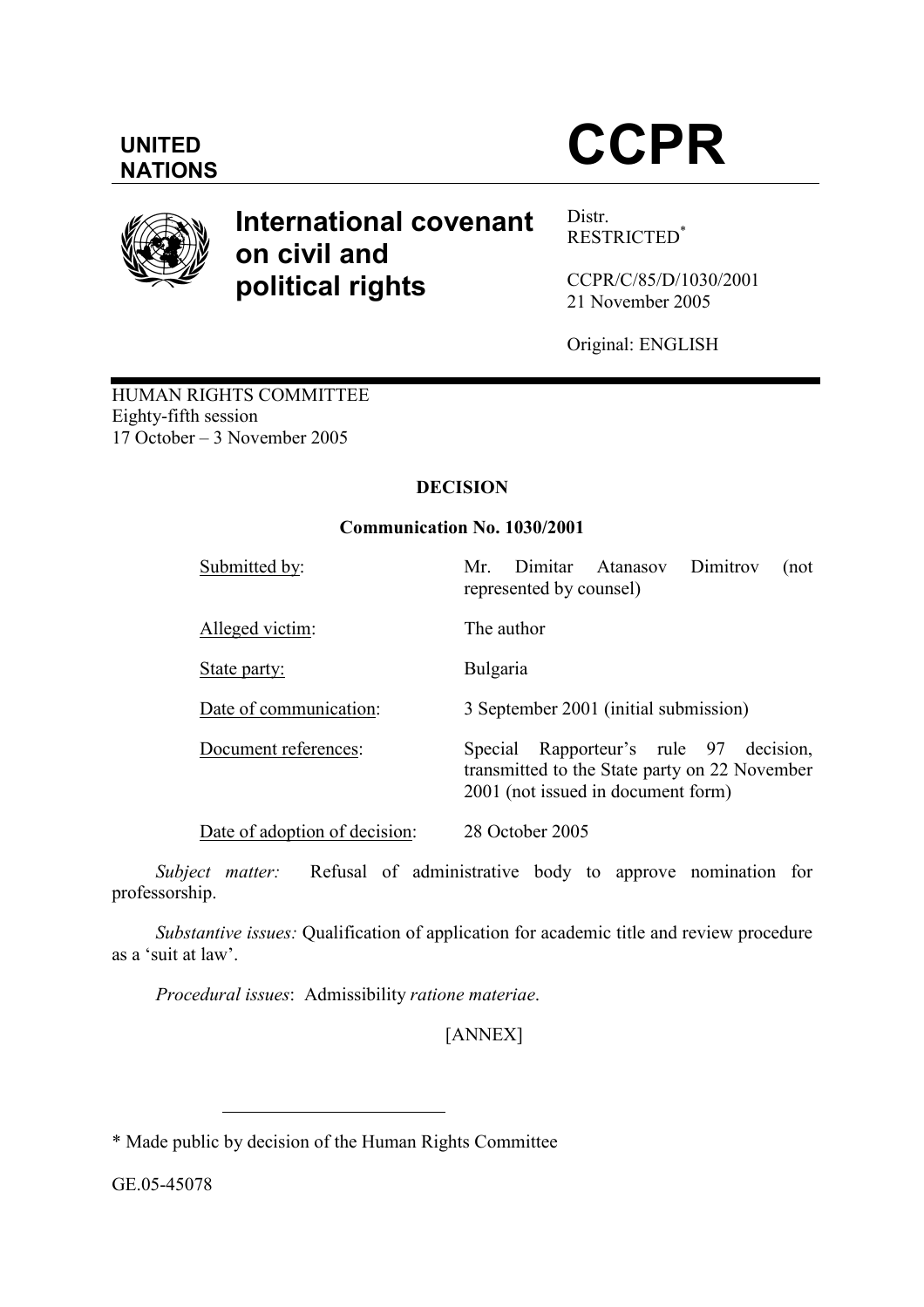UNITED NATIONS

# CCPR

## International covenant on civil and political rights

Distr.
RESTRICTED[*]

CCPR/C/85/D/1030/2001
21 November 2005

Original: ENGLISH

HUMAN RIGHTS COMMITTEE
Eighty-fifth session
17 October – 3 November 2005

**DECISION**

**Communication No. 1030/2001**

| | |
|---|---|
| Submitted by: | Mr. Dimitar Atanasov Dimitrov (not represented by counsel) |
| Alleged victim: | The author |
| State party: | Bulgaria |
| Date of communication: | 3 September 2001 (initial submission) |
| Document references: | Special Rapporteur's rule 97 decision, transmitted to the State party on 22 November 2001 (not issued in document form) |
| Date of adoption of decision: | 28 October 2005 |

*Subject matter:* Refusal of administrative body to approve nomination for professorship.

*Substantive issues:* Qualification of application for academic title and review procedure as a 'suit at law'.

*Procedural issues*: Admissibility *ratione materiae*.

[ANNEX]

---

* Made public by decision of the Human Rights Committee

GE.05-45078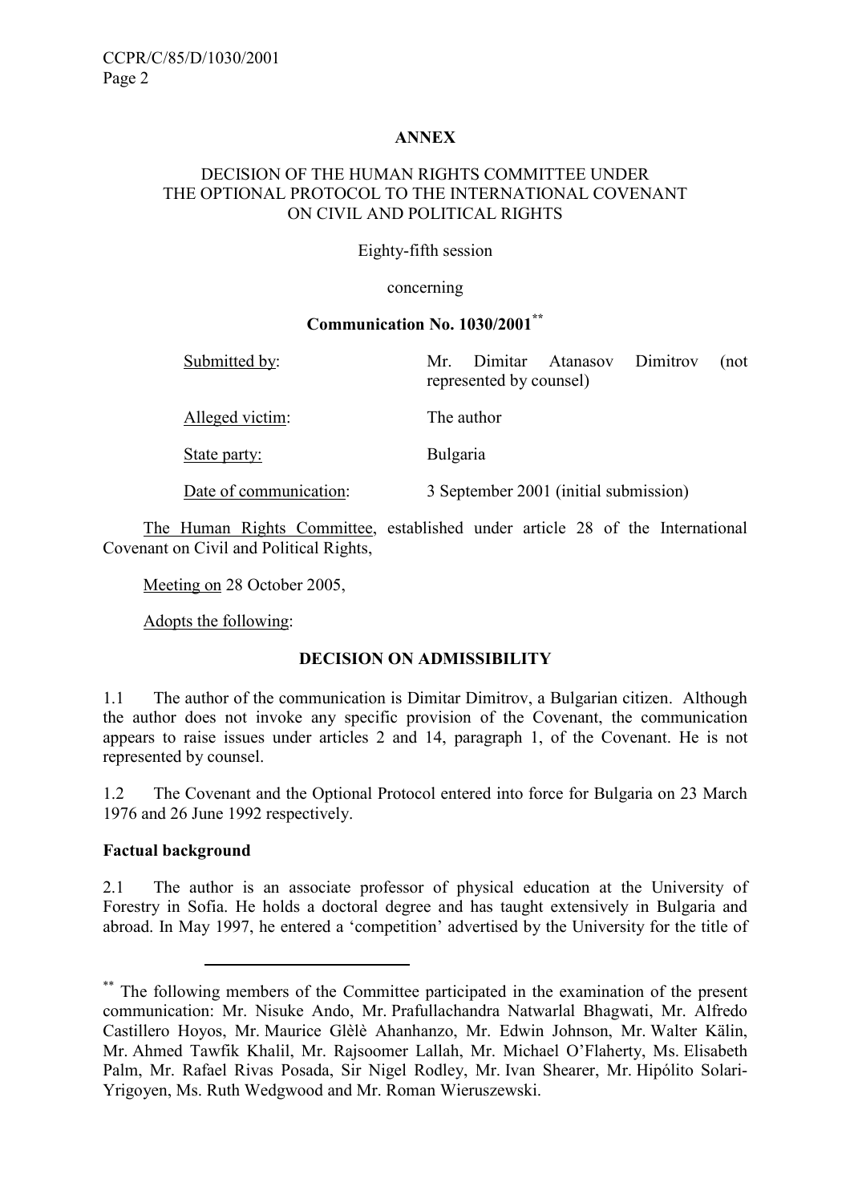**ANNEX**

DECISION OF THE HUMAN RIGHTS COMMITTEE UNDER THE OPTIONAL PROTOCOL TO THE INTERNATIONAL COVENANT ON CIVIL AND POLITICAL RIGHTS

Eighty-fifth session

concerning

**Communication No. 1030/2001**[**]

| | |
|---|---|
| Submitted by: | Mr. Dimitar Atanasov Dimitrov (not represented by counsel) |
| Alleged victim: | The author |
| State party: | Bulgaria |
| Date of communication: | 3 September 2001 (initial submission) |

The Human Rights Committee, established under article 28 of the International Covenant on Civil and Political Rights,

Meeting on 28 October 2005,

Adopts the following:

**DECISION ON ADMISSIBILITY**

1.1 The author of the communication is Dimitar Dimitrov, a Bulgarian citizen. Although the author does not invoke any specific provision of the Covenant, the communication appears to raise issues under articles 2 and 14, paragraph 1, of the Covenant. He is not represented by counsel.

1.2 The Covenant and the Optional Protocol entered into force for Bulgaria on 23 March 1976 and 26 June 1992 respectively.

**Factual background**

2.1 The author is an associate professor of physical education at the University of Forestry in Sofia. He holds a doctoral degree and has taught extensively in Bulgaria and abroad. In May 1997, he entered a 'competition' advertised by the University for the title of

---

[**] The following members of the Committee participated in the examination of the present communication: Mr. Nisuke Ando, Mr. Prafullachandra Natwarlal Bhagwati, Mr. Alfredo Castillero Hoyos, Mr. Maurice Glèlè Ahanhanzo, Mr. Edwin Johnson, Mr. Walter Kälin, Mr. Ahmed Tawfik Khalil, Mr. Rajsoomer Lallah, Mr. Michael O'Flaherty, Ms. Elisabeth Palm, Mr. Rafael Rivas Posada, Sir Nigel Rodley, Mr. Ivan Shearer, Mr. Hipólito Solari-Yrigoyen, Ms. Ruth Wedgwood and Mr. Roman Wieruszewski.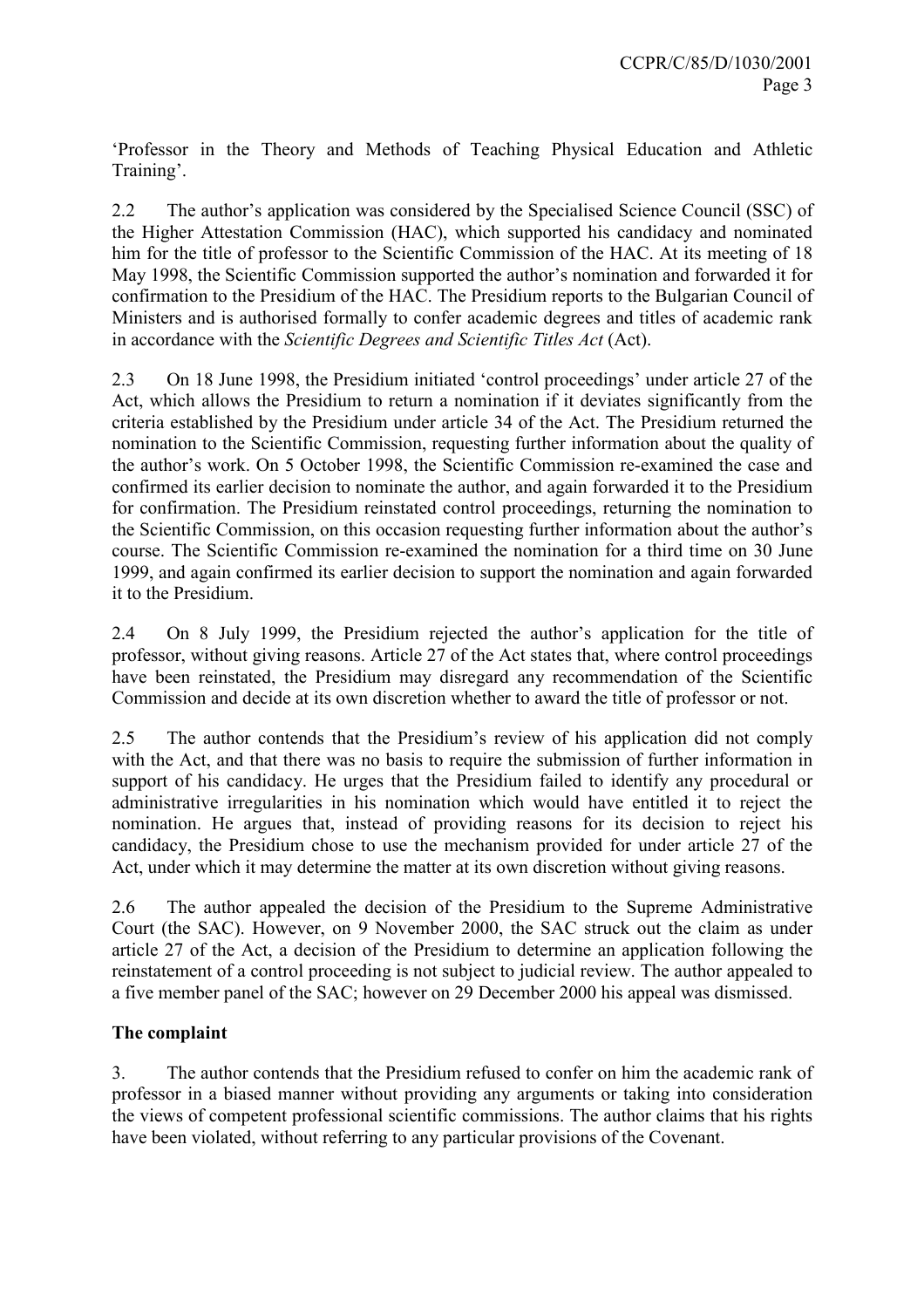'Professor in the Theory and Methods of Teaching Physical Education and Athletic Training'.

2.2 The author's application was considered by the Specialised Science Council (SSC) of the Higher Attestation Commission (HAC), which supported his candidacy and nominated him for the title of professor to the Scientific Commission of the HAC. At its meeting of 18 May 1998, the Scientific Commission supported the author's nomination and forwarded it for confirmation to the Presidium of the HAC. The Presidium reports to the Bulgarian Council of Ministers and is authorised formally to confer academic degrees and titles of academic rank in accordance with the *Scientific Degrees and Scientific Titles Act* (Act).

2.3 On 18 June 1998, the Presidium initiated 'control proceedings' under article 27 of the Act, which allows the Presidium to return a nomination if it deviates significantly from the criteria established by the Presidium under article 34 of the Act. The Presidium returned the nomination to the Scientific Commission, requesting further information about the quality of the author's work. On 5 October 1998, the Scientific Commission re-examined the case and confirmed its earlier decision to nominate the author, and again forwarded it to the Presidium for confirmation. The Presidium reinstated control proceedings, returning the nomination to the Scientific Commission, on this occasion requesting further information about the author's course. The Scientific Commission re-examined the nomination for a third time on 30 June 1999, and again confirmed its earlier decision to support the nomination and again forwarded it to the Presidium.

2.4 On 8 July 1999, the Presidium rejected the author's application for the title of professor, without giving reasons. Article 27 of the Act states that, where control proceedings have been reinstated, the Presidium may disregard any recommendation of the Scientific Commission and decide at its own discretion whether to award the title of professor or not.

2.5 The author contends that the Presidium's review of his application did not comply with the Act, and that there was no basis to require the submission of further information in support of his candidacy. He urges that the Presidium failed to identify any procedural or administrative irregularities in his nomination which would have entitled it to reject the nomination. He argues that, instead of providing reasons for its decision to reject his candidacy, the Presidium chose to use the mechanism provided for under article 27 of the Act, under which it may determine the matter at its own discretion without giving reasons.

2.6 The author appealed the decision of the Presidium to the Supreme Administrative Court (the SAC). However, on 9 November 2000, the SAC struck out the claim as under article 27 of the Act, a decision of the Presidium to determine an application following the reinstatement of a control proceeding is not subject to judicial review. The author appealed to a five member panel of the SAC; however on 29 December 2000 his appeal was dismissed.

**The complaint**

3. The author contends that the Presidium refused to confer on him the academic rank of professor in a biased manner without providing any arguments or taking into consideration the views of competent professional scientific commissions. The author claims that his rights have been violated, without referring to any particular provisions of the Covenant.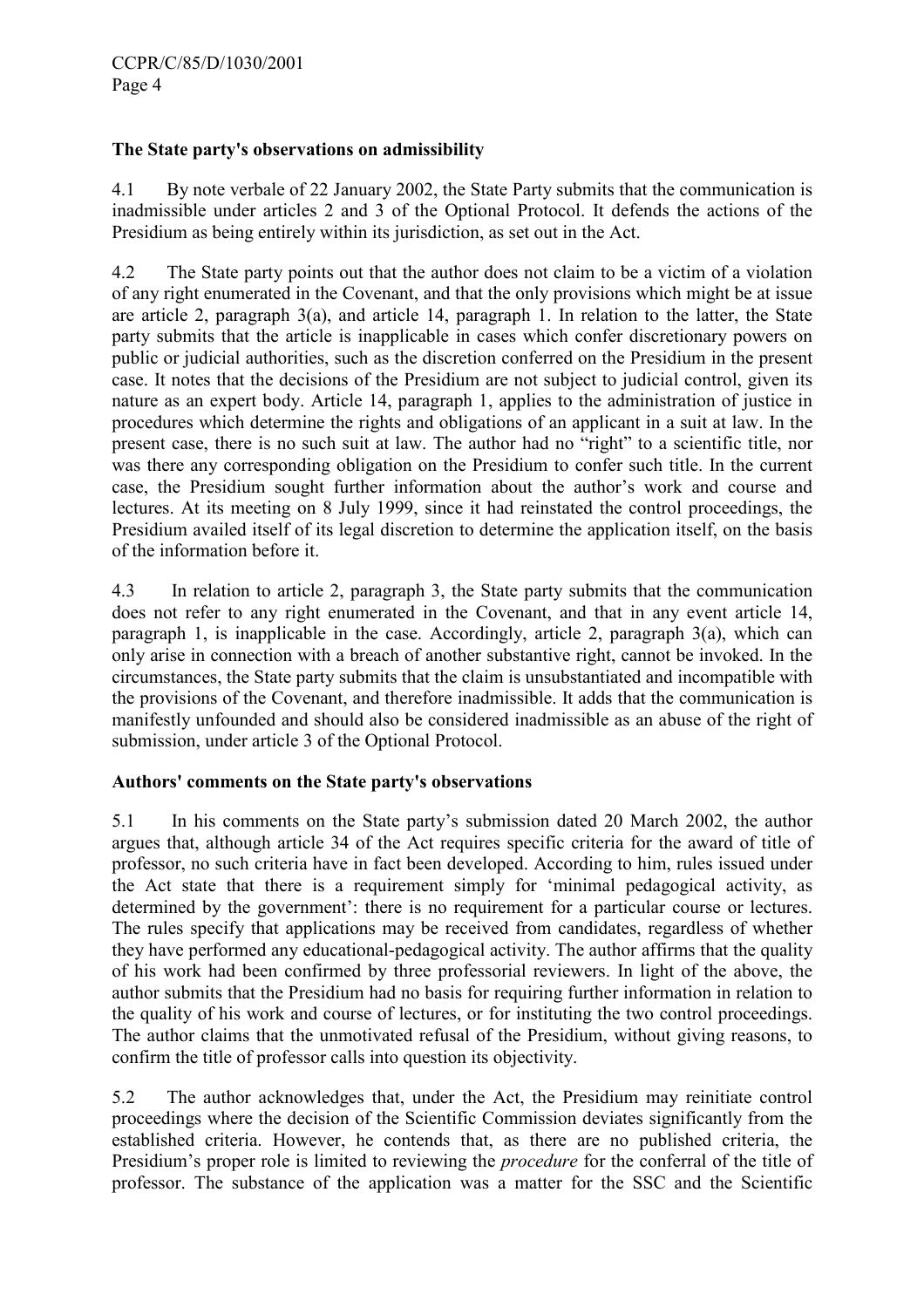## The State party's observations on admissibility

4.1 By note verbale of 22 January 2002, the State Party submits that the communication is inadmissible under articles 2 and 3 of the Optional Protocol. It defends the actions of the Presidium as being entirely within its jurisdiction, as set out in the Act.

4.2 The State party points out that the author does not claim to be a victim of a violation of any right enumerated in the Covenant, and that the only provisions which might be at issue are article 2, paragraph 3(a), and article 14, paragraph 1. In relation to the latter, the State party submits that the article is inapplicable in cases which confer discretionary powers on public or judicial authorities, such as the discretion conferred on the Presidium in the present case. It notes that the decisions of the Presidium are not subject to judicial control, given its nature as an expert body. Article 14, paragraph 1, applies to the administration of justice in procedures which determine the rights and obligations of an applicant in a suit at law. In the present case, there is no such suit at law. The author had no "right" to a scientific title, nor was there any corresponding obligation on the Presidium to confer such title. In the current case, the Presidium sought further information about the author's work and course and lectures. At its meeting on 8 July 1999, since it had reinstated the control proceedings, the Presidium availed itself of its legal discretion to determine the application itself, on the basis of the information before it.

4.3 In relation to article 2, paragraph 3, the State party submits that the communication does not refer to any right enumerated in the Covenant, and that in any event article 14, paragraph 1, is inapplicable in the case. Accordingly, article 2, paragraph 3(a), which can only arise in connection with a breach of another substantive right, cannot be invoked. In the circumstances, the State party submits that the claim is unsubstantiated and incompatible with the provisions of the Covenant, and therefore inadmissible. It adds that the communication is manifestly unfounded and should also be considered inadmissible as an abuse of the right of submission, under article 3 of the Optional Protocol.

## Authors' comments on the State party's observations

5.1 In his comments on the State party's submission dated 20 March 2002, the author argues that, although article 34 of the Act requires specific criteria for the award of title of professor, no such criteria have in fact been developed. According to him, rules issued under the Act state that there is a requirement simply for 'minimal pedagogical activity, as determined by the government': there is no requirement for a particular course or lectures. The rules specify that applications may be received from candidates, regardless of whether they have performed any educational-pedagogical activity. The author affirms that the quality of his work had been confirmed by three professorial reviewers. In light of the above, the author submits that the Presidium had no basis for requiring further information in relation to the quality of his work and course of lectures, or for instituting the two control proceedings. The author claims that the unmotivated refusal of the Presidium, without giving reasons, to confirm the title of professor calls into question its objectivity.

5.2 The author acknowledges that, under the Act, the Presidium may reinitiate control proceedings where the decision of the Scientific Commission deviates significantly from the established criteria. However, he contends that, as there are no published criteria, the Presidium's proper role is limited to reviewing the *procedure* for the conferral of the title of professor. The substance of the application was a matter for the SSC and the Scientific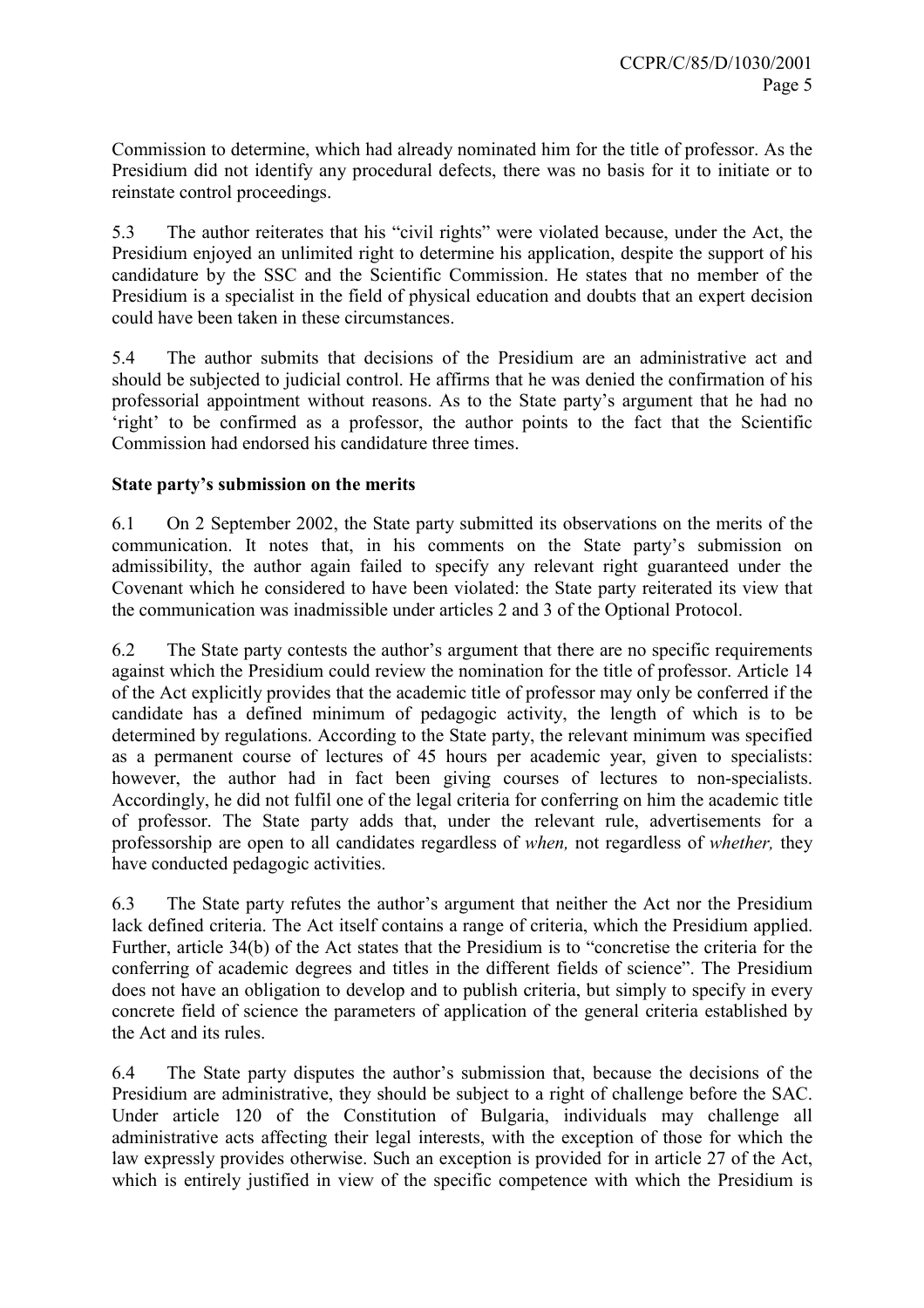Commission to determine, which had already nominated him for the title of professor. As the Presidium did not identify any procedural defects, there was no basis for it to initiate or to reinstate control proceedings.

5.3 The author reiterates that his "civil rights" were violated because, under the Act, the Presidium enjoyed an unlimited right to determine his application, despite the support of his candidature by the SSC and the Scientific Commission. He states that no member of the Presidium is a specialist in the field of physical education and doubts that an expert decision could have been taken in these circumstances.

5.4 The author submits that decisions of the Presidium are an administrative act and should be subjected to judicial control. He affirms that he was denied the confirmation of his professorial appointment without reasons. As to the State party's argument that he had no 'right' to be confirmed as a professor, the author points to the fact that the Scientific Commission had endorsed his candidature three times.

**State party's submission on the merits**

6.1 On 2 September 2002, the State party submitted its observations on the merits of the communication. It notes that, in his comments on the State party's submission on admissibility, the author again failed to specify any relevant right guaranteed under the Covenant which he considered to have been violated: the State party reiterated its view that the communication was inadmissible under articles 2 and 3 of the Optional Protocol.

6.2 The State party contests the author's argument that there are no specific requirements against which the Presidium could review the nomination for the title of professor. Article 14 of the Act explicitly provides that the academic title of professor may only be conferred if the candidate has a defined minimum of pedagogic activity, the length of which is to be determined by regulations. According to the State party, the relevant minimum was specified as a permanent course of lectures of 45 hours per academic year, given to specialists: however, the author had in fact been giving courses of lectures to non-specialists. Accordingly, he did not fulfil one of the legal criteria for conferring on him the academic title of professor. The State party adds that, under the relevant rule, advertisements for a professorship are open to all candidates regardless of *when,* not regardless of *whether,* they have conducted pedagogic activities.

6.3 The State party refutes the author's argument that neither the Act nor the Presidium lack defined criteria. The Act itself contains a range of criteria, which the Presidium applied. Further, article 34(b) of the Act states that the Presidium is to "concretise the criteria for the conferring of academic degrees and titles in the different fields of science". The Presidium does not have an obligation to develop and to publish criteria, but simply to specify in every concrete field of science the parameters of application of the general criteria established by the Act and its rules.

6.4 The State party disputes the author's submission that, because the decisions of the Presidium are administrative, they should be subject to a right of challenge before the SAC. Under article 120 of the Constitution of Bulgaria, individuals may challenge all administrative acts affecting their legal interests, with the exception of those for which the law expressly provides otherwise. Such an exception is provided for in article 27 of the Act, which is entirely justified in view of the specific competence with which the Presidium is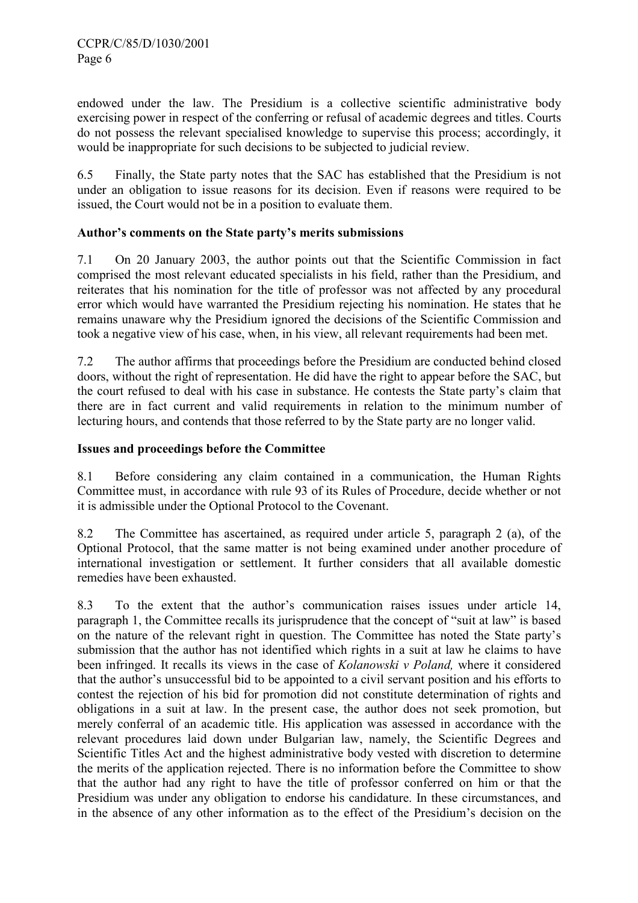endowed under the law. The Presidium is a collective scientific administrative body exercising power in respect of the conferring or refusal of academic degrees and titles. Courts do not possess the relevant specialised knowledge to supervise this process; accordingly, it would be inappropriate for such decisions to be subjected to judicial review.

6.5 Finally, the State party notes that the SAC has established that the Presidium is not under an obligation to issue reasons for its decision. Even if reasons were required to be issued, the Court would not be in a position to evaluate them.

### Author's comments on the State party's merits submissions

7.1 On 20 January 2003, the author points out that the Scientific Commission in fact comprised the most relevant educated specialists in his field, rather than the Presidium, and reiterates that his nomination for the title of professor was not affected by any procedural error which would have warranted the Presidium rejecting his nomination. He states that he remains unaware why the Presidium ignored the decisions of the Scientific Commission and took a negative view of his case, when, in his view, all relevant requirements had been met.

7.2 The author affirms that proceedings before the Presidium are conducted behind closed doors, without the right of representation. He did have the right to appear before the SAC, but the court refused to deal with his case in substance. He contests the State party's claim that there are in fact current and valid requirements in relation to the minimum number of lecturing hours, and contends that those referred to by the State party are no longer valid.

### Issues and proceedings before the Committee

8.1 Before considering any claim contained in a communication, the Human Rights Committee must, in accordance with rule 93 of its Rules of Procedure, decide whether or not it is admissible under the Optional Protocol to the Covenant.

8.2 The Committee has ascertained, as required under article 5, paragraph 2 (a), of the Optional Protocol, that the same matter is not being examined under another procedure of international investigation or settlement. It further considers that all available domestic remedies have been exhausted.

8.3 To the extent that the author's communication raises issues under article 14, paragraph 1, the Committee recalls its jurisprudence that the concept of "suit at law" is based on the nature of the relevant right in question. The Committee has noted the State party's submission that the author has not identified which rights in a suit at law he claims to have been infringed. It recalls its views in the case of *Kolanowski v Poland,* where it considered that the author's unsuccessful bid to be appointed to a civil servant position and his efforts to contest the rejection of his bid for promotion did not constitute determination of rights and obligations in a suit at law. In the present case, the author does not seek promotion, but merely conferral of an academic title. His application was assessed in accordance with the relevant procedures laid down under Bulgarian law, namely, the Scientific Degrees and Scientific Titles Act and the highest administrative body vested with discretion to determine the merits of the application rejected. There is no information before the Committee to show that the author had any right to have the title of professor conferred on him or that the Presidium was under any obligation to endorse his candidature. In these circumstances, and in the absence of any other information as to the effect of the Presidium's decision on the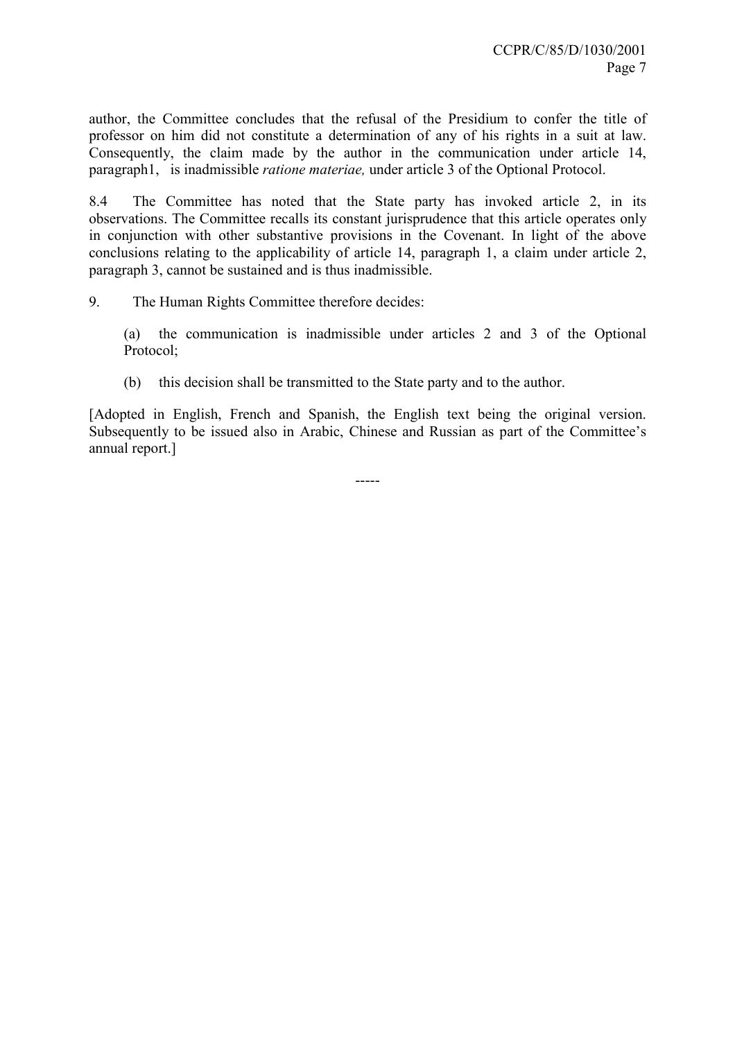author, the Committee concludes that the refusal of the Presidium to confer the title of professor on him did not constitute a determination of any of his rights in a suit at law. Consequently, the claim made by the author in the communication under article 14, paragraph1, is inadmissible *ratione materiae,* under article 3 of the Optional Protocol.

8.4 The Committee has noted that the State party has invoked article 2, in its observations. The Committee recalls its constant jurisprudence that this article operates only in conjunction with other substantive provisions in the Covenant. In light of the above conclusions relating to the applicability of article 14, paragraph 1, a claim under article 2, paragraph 3, cannot be sustained and is thus inadmissible.

9. The Human Rights Committee therefore decides:

(a) the communication is inadmissible under articles 2 and 3 of the Optional Protocol;

(b) this decision shall be transmitted to the State party and to the author.

[Adopted in English, French and Spanish, the English text being the original version. Subsequently to be issued also in Arabic, Chinese and Russian as part of the Committee's annual report.]

-----